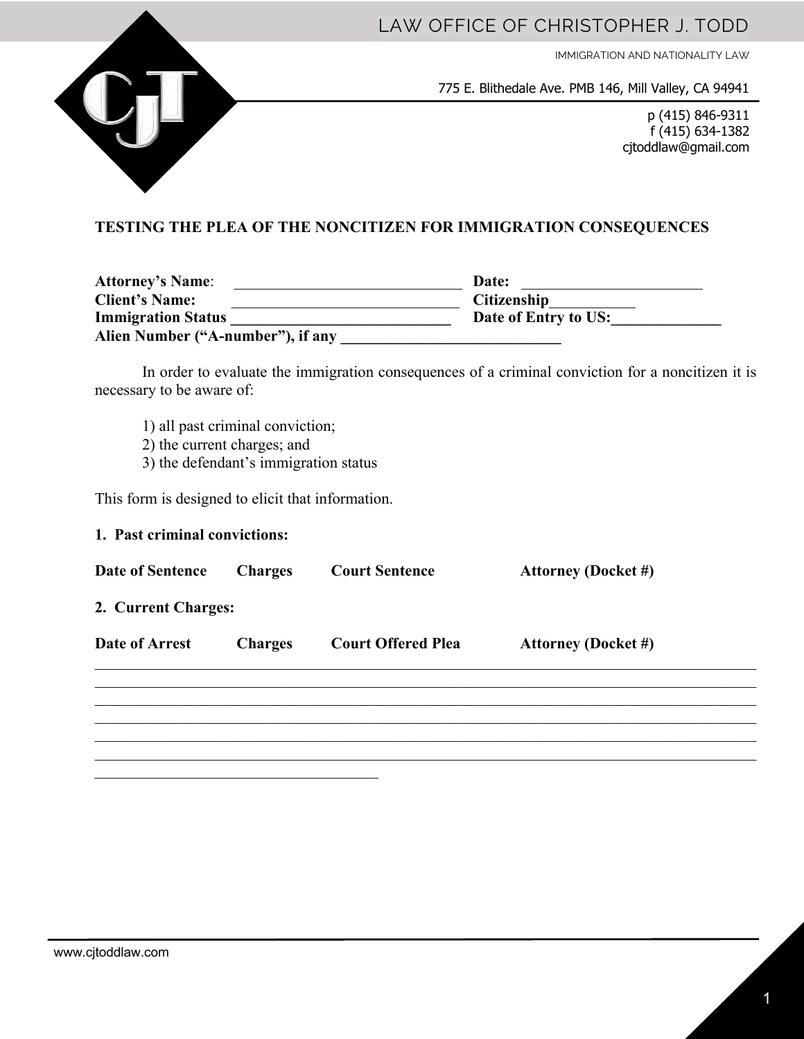# LAW OFFICE OF CHRISTOPHER J. TODD

IMMIGRATION AND NATIONALITY LAW

775 E. Blithedale Ave. PMB 146, Mill Valley, CA 94941

p (415) 846-9311
f (415) 634-1382
cjtoddlaw@gmail.com

## TESTING THE PLEA OF THE NONCITIZEN FOR IMMIGRATION CONSEQUENCES

**Attorney's Name**: ______________________________ **Date:** ________________________
**Client's Name:** ______________________________ **Citizenship**___________
**Immigration Status ______________________________** **Date of Entry to US:______________**
**Alien Number ("A-number"), if any ____________________________**

In order to evaluate the immigration consequences of a criminal conviction for a noncitizen it is necessary to be aware of:

1) all past criminal conviction;
2) the current charges; and
3) the defendant's immigration status

This form is designed to elicit that information.

**1. Past criminal convictions:**

| Date of Sentence | Charges | Court Sentence | Attorney (Docket #) |
|---|---|---|---|

**2. Current Charges:**

| Date of Arrest | Charges | Court Offered Plea | Attorney (Docket #) |
|---|---|---|---|

_____________________________________________________________________________
_____________________________________________________________________________
_____________________________________________________________________________
_____________________________________________________________________________
_____________________________________________________________________________
_____________________________________________________________________________
____________________________________

www.cjtoddlaw.com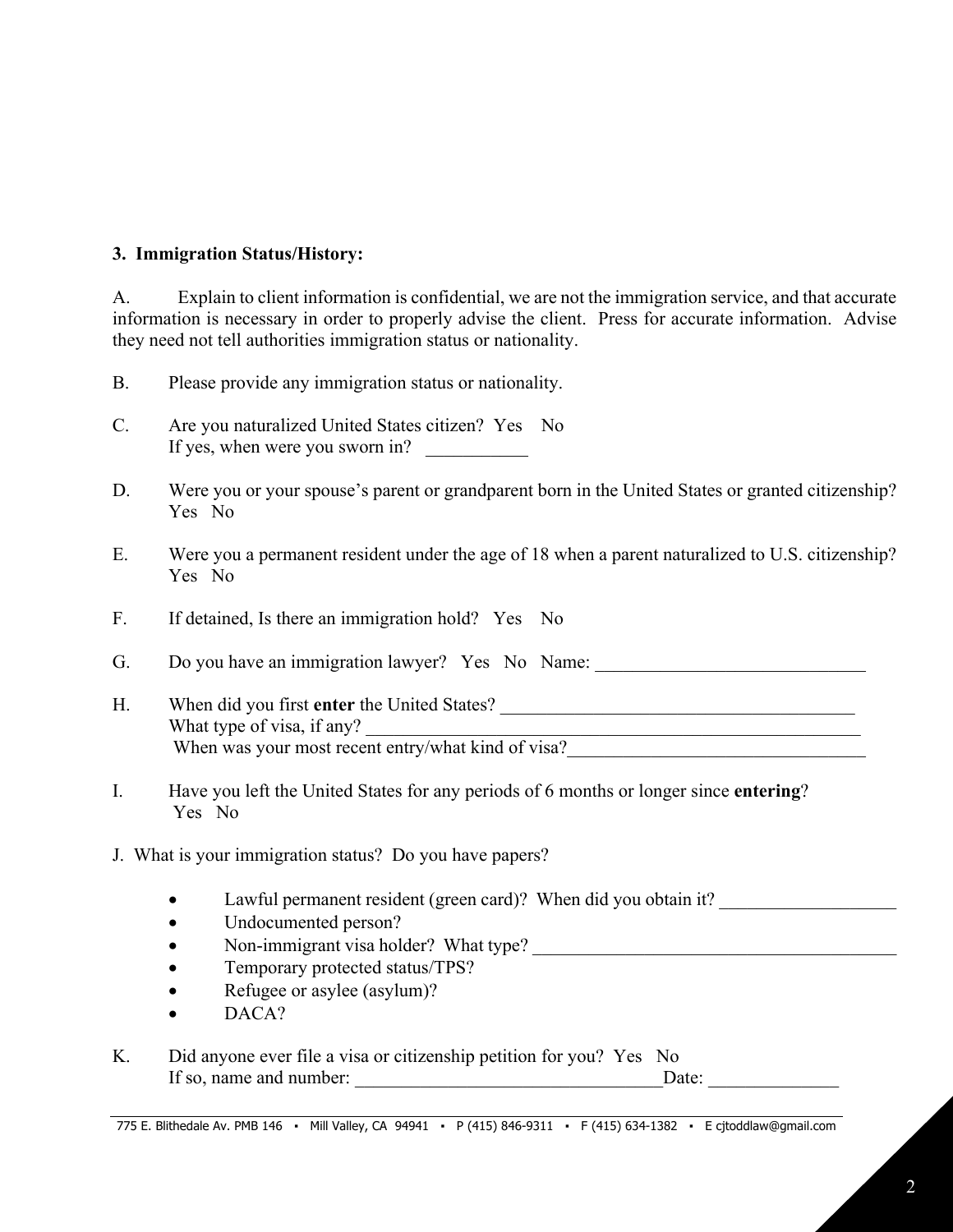**3. Immigration Status/History:**

A. Explain to client information is confidential, we are not the immigration service, and that accurate information is necessary in order to properly advise the client. Press for accurate information. Advise they need not tell authorities immigration status or nationality.

B. Please provide any immigration status or nationality.

C. Are you naturalized United States citizen? Yes No
If yes, when were you sworn in? ___________

D. Were you or your spouse's parent or grandparent born in the United States or granted citizenship?
Yes No

E. Were you a permanent resident under the age of 18 when a parent naturalized to U.S. citizenship?
Yes No

F. If detained, Is there an immigration hold? Yes No

G. Do you have an immigration lawyer? Yes No Name: ______________________________

H. When did you first **enter** the United States? ________________________________________
What type of visa, if any? ________________________________________________________
When was your most recent entry/what kind of visa?________________________________

I. Have you left the United States for any periods of 6 months or longer since **entering**?
Yes No

J. What is your immigration status? Do you have papers?

- Lawful permanent resident (green card)? When did you obtain it? ___________________
- Undocumented person?
- Non-immigrant visa holder? What type? ________________________________________
- Temporary protected status/TPS?
- Refugee or asylee (asylum)?
- DACA?

K. Did anyone ever file a visa or citizenship petition for you? Yes No
If so, name and number: __________________________________Date: ______________

775 E. Blithedale Av. PMB 146 ▪ Mill Valley, CA 94941 ▪ P (415) 846-9311 ▪ F (415) 634-1382 ▪ E cjtoddlaw@gmail.com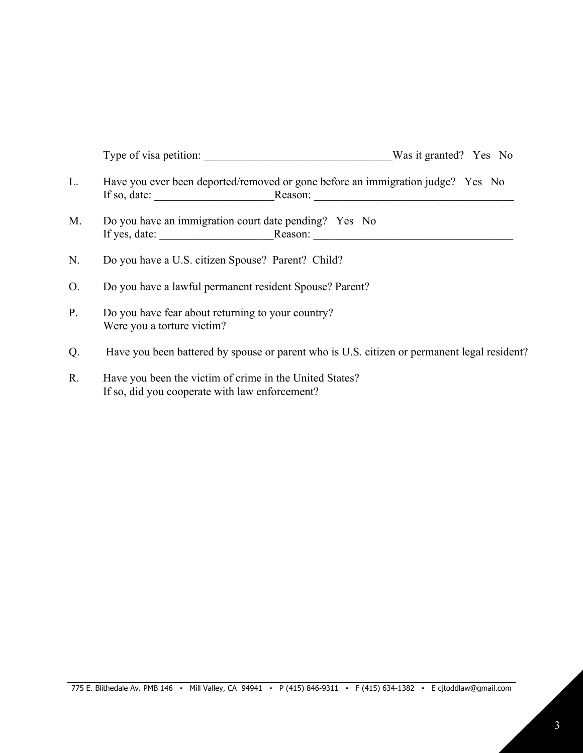Type of visa petition: _________________________________ Was it granted? Yes No

L. Have you ever been deported/removed or gone before an immigration judge? Yes No
If so, date: _____________________ Reason: ____________________________________

M. Do you have an immigration court date pending? Yes No
If yes, date: ____________________ Reason: ____________________________________

N. Do you have a U.S. citizen Spouse? Parent? Child?

O. Do you have a lawful permanent resident Spouse? Parent?

P. Do you have fear about returning to your country?
Were you a torture victim?

Q. Have you been battered by spouse or parent who is U.S. citizen or permanent legal resident?

R. Have you been the victim of crime in the United States?
If so, did you cooperate with law enforcement?